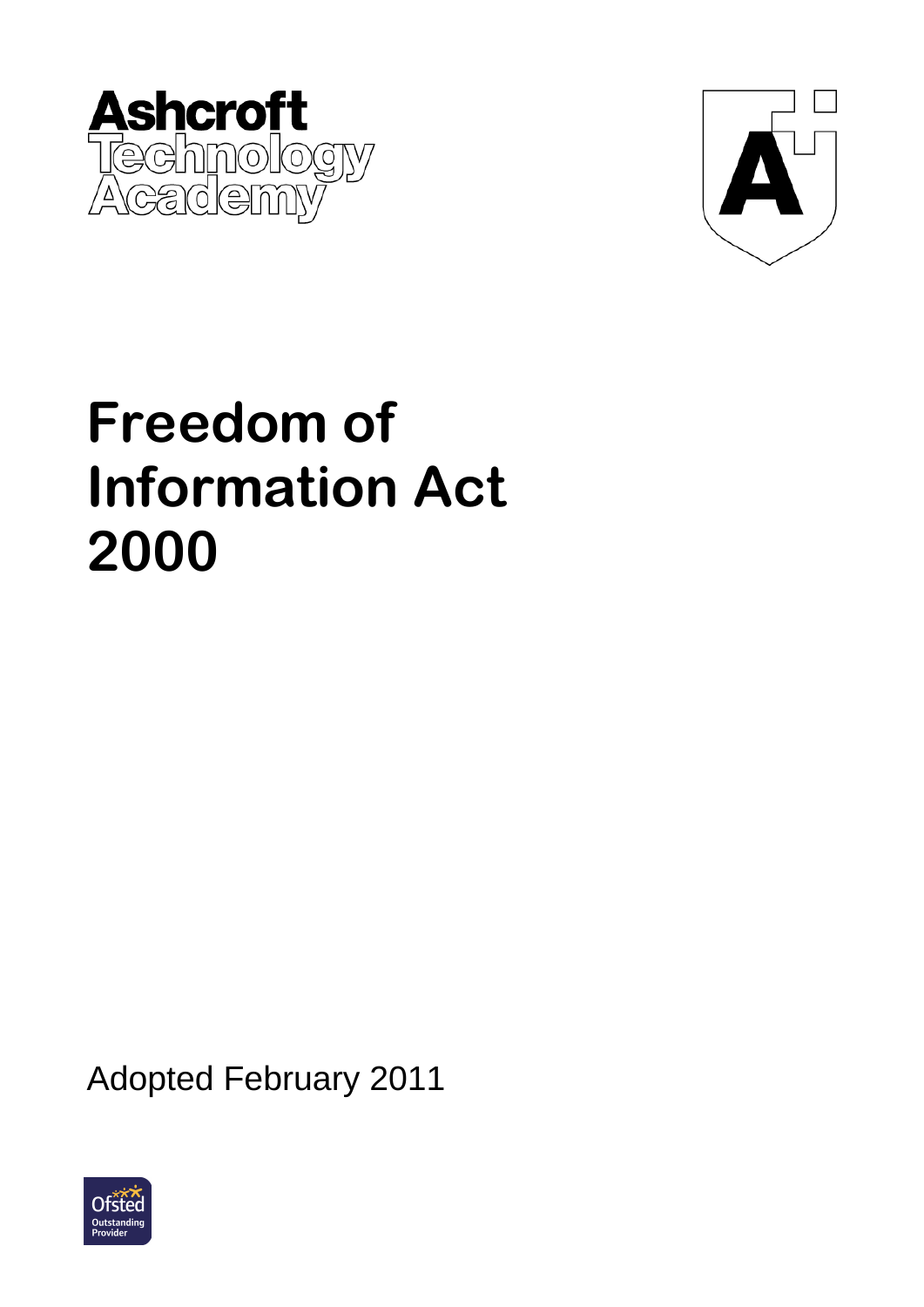Ashcroft Technology Academy

# Freedom of Information Act 2000

Adopted February 2011

Ofsted Outstanding Provider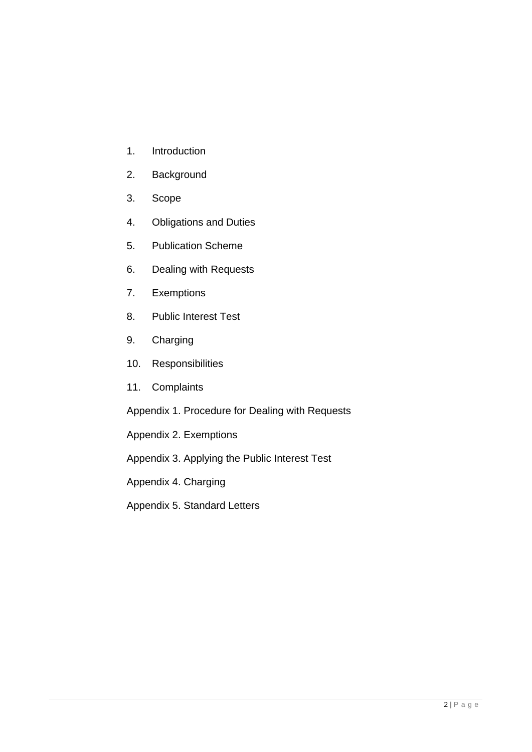1. Introduction
2. Background
3. Scope
4. Obligations and Duties
5. Publication Scheme
6. Dealing with Requests
7. Exemptions
8. Public Interest Test
9. Charging
10. Responsibilities
11. Complaints

Appendix 1. Procedure for Dealing with Requests

Appendix 2. Exemptions

Appendix 3. Applying the Public Interest Test

Appendix 4. Charging

Appendix 5. Standard Letters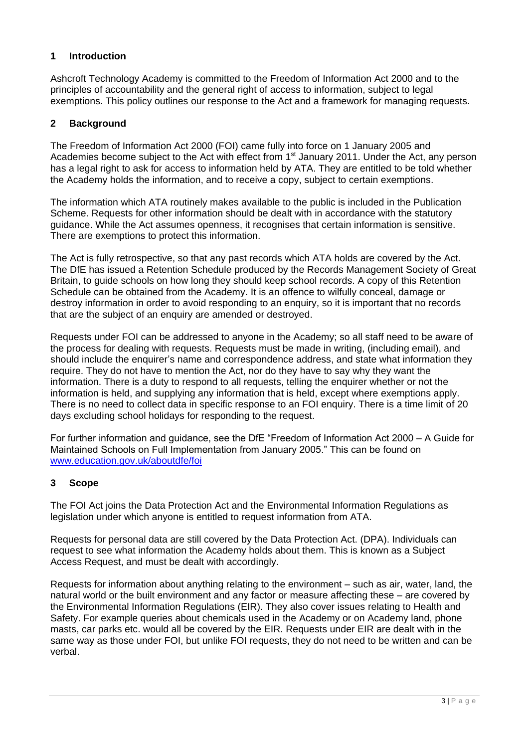## 1 Introduction

Ashcroft Technology Academy is committed to the Freedom of Information Act 2000 and to the principles of accountability and the general right of access to information, subject to legal exemptions. This policy outlines our response to the Act and a framework for managing requests.

## 2 Background

The Freedom of Information Act 2000 (FOI) came fully into force on 1 January 2005 and Academies become subject to the Act with effect from 1st January 2011. Under the Act, any person has a legal right to ask for access to information held by ATA. They are entitled to be told whether the Academy holds the information, and to receive a copy, subject to certain exemptions.

The information which ATA routinely makes available to the public is included in the Publication Scheme. Requests for other information should be dealt with in accordance with the statutory guidance. While the Act assumes openness, it recognises that certain information is sensitive. There are exemptions to protect this information.

The Act is fully retrospective, so that any past records which ATA holds are covered by the Act. The DfE has issued a Retention Schedule produced by the Records Management Society of Great Britain, to guide schools on how long they should keep school records. A copy of this Retention Schedule can be obtained from the Academy. It is an offence to wilfully conceal, damage or destroy information in order to avoid responding to an enquiry, so it is important that no records that are the subject of an enquiry are amended or destroyed.

Requests under FOI can be addressed to anyone in the Academy; so all staff need to be aware of the process for dealing with requests. Requests must be made in writing, (including email), and should include the enquirer's name and correspondence address, and state what information they require. They do not have to mention the Act, nor do they have to say why they want the information. There is a duty to respond to all requests, telling the enquirer whether or not the information is held, and supplying any information that is held, except where exemptions apply. There is no need to collect data in specific response to an FOI enquiry. There is a time limit of 20 days excluding school holidays for responding to the request.

For further information and guidance, see the DfE "Freedom of Information Act 2000 – A Guide for Maintained Schools on Full Implementation from January 2005." This can be found on [www.education.gov.uk/aboutdfe/foi](http://www.education.gov.uk/aboutdfe/foi)

## 3 Scope

The FOI Act joins the Data Protection Act and the Environmental Information Regulations as legislation under which anyone is entitled to request information from ATA.

Requests for personal data are still covered by the Data Protection Act. (DPA). Individuals can request to see what information the Academy holds about them. This is known as a Subject Access Request, and must be dealt with accordingly.

Requests for information about anything relating to the environment – such as air, water, land, the natural world or the built environment and any factor or measure affecting these – are covered by the Environmental Information Regulations (EIR). They also cover issues relating to Health and Safety. For example queries about chemicals used in the Academy or on Academy land, phone masts, car parks etc. would all be covered by the EIR. Requests under EIR are dealt with in the same way as those under FOI, but unlike FOI requests, they do not need to be written and can be verbal.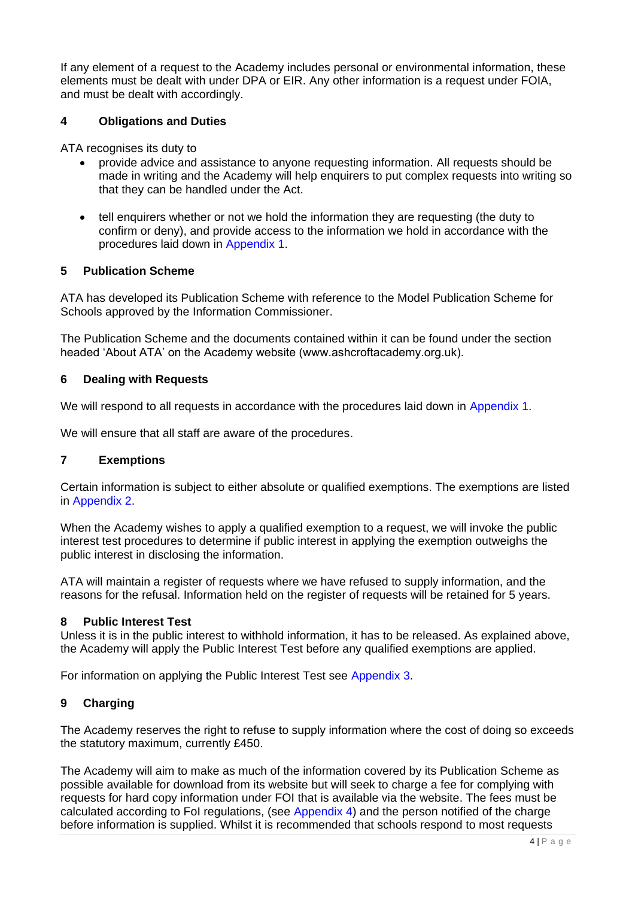If any element of a request to the Academy includes personal or environmental information, these elements must be dealt with under DPA or EIR. Any other information is a request under FOIA, and must be dealt with accordingly.

## 4 Obligations and Duties

ATA recognises its duty to

- provide advice and assistance to anyone requesting information. All requests should be made in writing and the Academy will help enquirers to put complex requests into writing so that they can be handled under the Act.
- tell enquirers whether or not we hold the information they are requesting (the duty to confirm or deny), and provide access to the information we hold in accordance with the procedures laid down in Appendix 1.

## 5 Publication Scheme

ATA has developed its Publication Scheme with reference to the Model Publication Scheme for Schools approved by the Information Commissioner.

The Publication Scheme and the documents contained within it can be found under the section headed 'About ATA' on the Academy website (www.ashcroftacademy.org.uk).

## 6 Dealing with Requests

We will respond to all requests in accordance with the procedures laid down in Appendix 1.

We will ensure that all staff are aware of the procedures.

## 7 Exemptions

Certain information is subject to either absolute or qualified exemptions. The exemptions are listed in Appendix 2.

When the Academy wishes to apply a qualified exemption to a request, we will invoke the public interest test procedures to determine if public interest in applying the exemption outweighs the public interest in disclosing the information.

ATA will maintain a register of requests where we have refused to supply information, and the reasons for the refusal. Information held on the register of requests will be retained for 5 years.

## 8 Public Interest Test

Unless it is in the public interest to withhold information, it has to be released. As explained above, the Academy will apply the Public Interest Test before any qualified exemptions are applied.

For information on applying the Public Interest Test see Appendix 3.

## 9 Charging

The Academy reserves the right to refuse to supply information where the cost of doing so exceeds the statutory maximum, currently £450.

The Academy will aim to make as much of the information covered by its Publication Scheme as possible available for download from its website but will seek to charge a fee for complying with requests for hard copy information under FOI that is available via the website. The fees must be calculated according to FoI regulations, (see Appendix 4) and the person notified of the charge before information is supplied. Whilst it is recommended that schools respond to most requests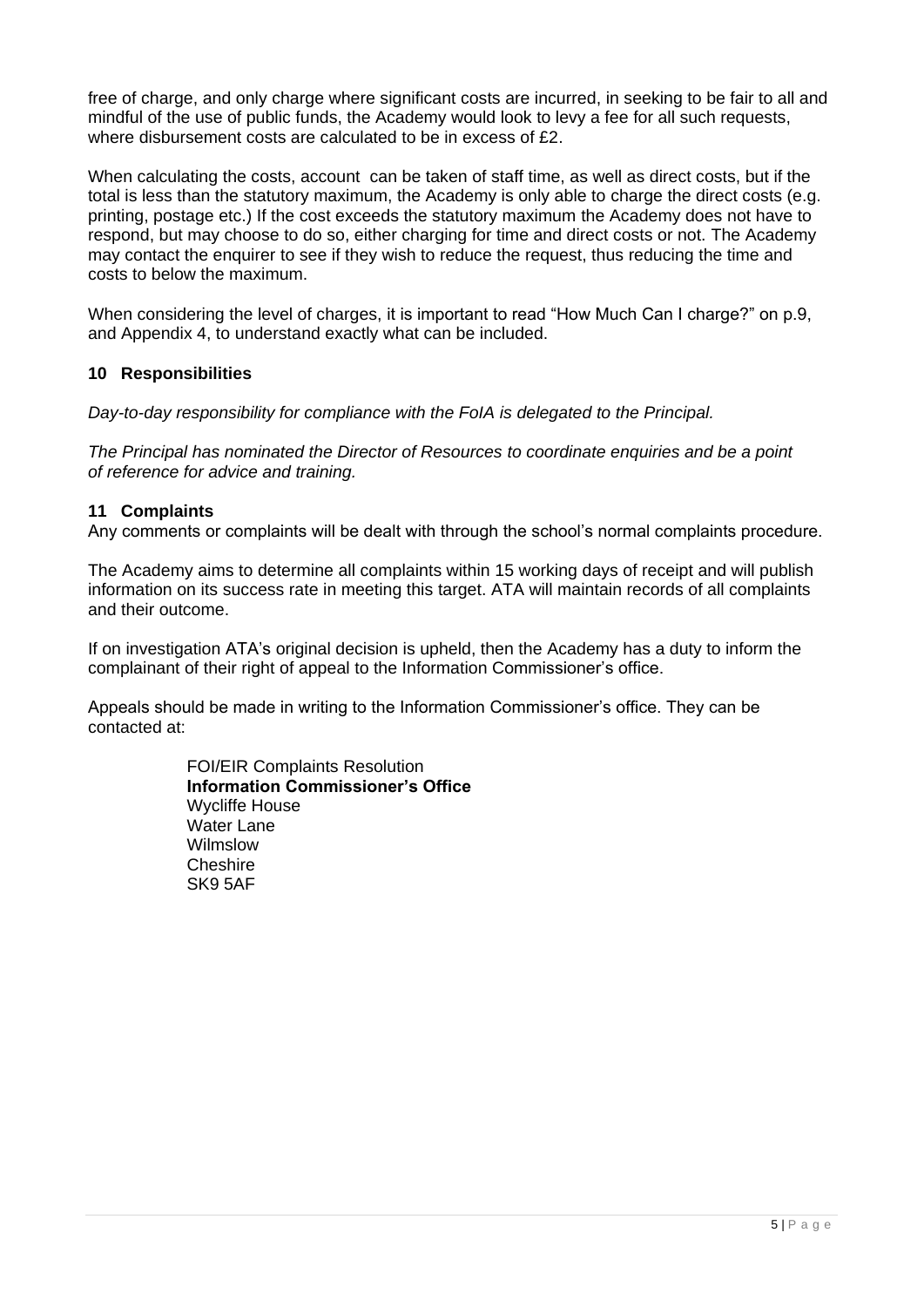free of charge, and only charge where significant costs are incurred, in seeking to be fair to all and mindful of the use of public funds, the Academy would look to levy a fee for all such requests, where disbursement costs are calculated to be in excess of £2.

When calculating the costs, account can be taken of staff time, as well as direct costs, but if the total is less than the statutory maximum, the Academy is only able to charge the direct costs (e.g. printing, postage etc.) If the cost exceeds the statutory maximum the Academy does not have to respond, but may choose to do so, either charging for time and direct costs or not. The Academy may contact the enquirer to see if they wish to reduce the request, thus reducing the time and costs to below the maximum.

When considering the level of charges, it is important to read "How Much Can I charge?" on p.9, and Appendix 4, to understand exactly what can be included.

## 10 Responsibilities

*Day-to-day responsibility for compliance with the FoIA is delegated to the Principal.*

*The Principal has nominated the Director of Resources to coordinate enquiries and be a point of reference for advice and training.*

## 11 Complaints

Any comments or complaints will be dealt with through the school's normal complaints procedure.

The Academy aims to determine all complaints within 15 working days of receipt and will publish information on its success rate in meeting this target. ATA will maintain records of all complaints and their outcome.

If on investigation ATA's original decision is upheld, then the Academy has a duty to inform the complainant of their right of appeal to the Information Commissioner's office.

Appeals should be made in writing to the Information Commissioner's office. They can be contacted at:

FOI/EIR Complaints Resolution
**Information Commissioner's Office**
Wycliffe House
Water Lane
Wilmslow
Cheshire
SK9 5AF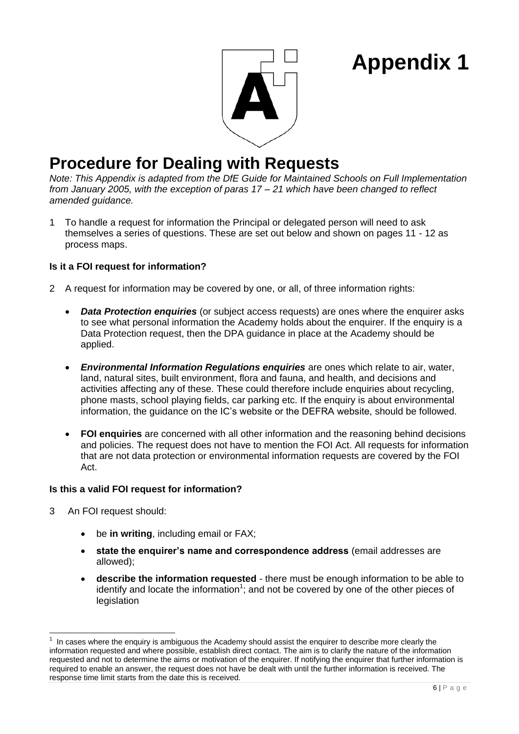# Appendix 1

## Procedure for Dealing with Requests

*Note: This Appendix is adapted from the DfE Guide for Maintained Schools on Full Implementation from January 2005, with the exception of paras 17 – 21 which have been changed to reflect amended guidance.*

1 To handle a request for information the Principal or delegated person will need to ask themselves a series of questions. These are set out below and shown on pages 11 - 12 as process maps.

**Is it a FOI request for information?**

2 A request for information may be covered by one, or all, of three information rights:

- ***Data Protection enquiries*** (or subject access requests) are ones where the enquirer asks to see what personal information the Academy holds about the enquirer. If the enquiry is a Data Protection request, then the DPA guidance in place at the Academy should be applied.
- ***Environmental Information Regulations enquiries*** are ones which relate to air, water, land, natural sites, built environment, flora and fauna, and health, and decisions and activities affecting any of these. These could therefore include enquiries about recycling, phone masts, school playing fields, car parking etc. If the enquiry is about environmental information, the guidance on the IC's website or the DEFRA website, should be followed.
- **FOI enquiries** are concerned with all other information and the reasoning behind decisions and policies. The request does not have to mention the FOI Act. All requests for information that are not data protection or environmental information requests are covered by the FOI Act.

**Is this a valid FOI request for information?**

3 An FOI request should:

- be **in writing**, including email or FAX;
- **state the enquirer's name and correspondence address** (email addresses are allowed);
- **describe the information requested** - there must be enough information to be able to identify and locate the information[1]; and not be covered by one of the other pieces of legislation

[1] In cases where the enquiry is ambiguous the Academy should assist the enquirer to describe more clearly the information requested and where possible, establish direct contact. The aim is to clarify the nature of the information requested and not to determine the aims or motivation of the enquirer. If notifying the enquirer that further information is required to enable an answer, the request does not have be dealt with until the further information is received. The response time limit starts from the date this is received.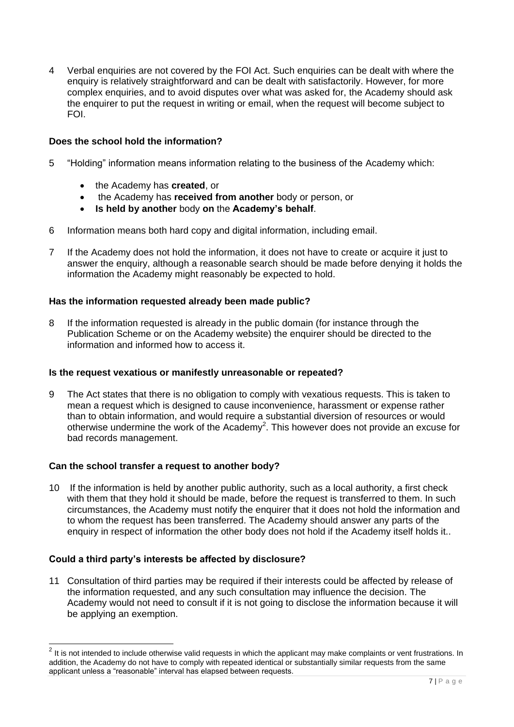4 Verbal enquiries are not covered by the FOI Act. Such enquiries can be dealt with where the enquiry is relatively straightforward and can be dealt with satisfactorily. However, for more complex enquiries, and to avoid disputes over what was asked for, the Academy should ask the enquirer to put the request in writing or email, when the request will become subject to FOI.

**Does the school hold the information?**

5 "Holding" information means information relating to the business of the Academy which:

- the Academy has **created**, or
- the Academy has **received from another** body or person, or
- **Is held by another** body **on** the **Academy's behalf**.

6 Information means both hard copy and digital information, including email.

7 If the Academy does not hold the information, it does not have to create or acquire it just to answer the enquiry, although a reasonable search should be made before denying it holds the information the Academy might reasonably be expected to hold.

**Has the information requested already been made public?**

8 If the information requested is already in the public domain (for instance through the Publication Scheme or on the Academy website) the enquirer should be directed to the information and informed how to access it.

**Is the request vexatious or manifestly unreasonable or repeated?**

9 The Act states that there is no obligation to comply with vexatious requests. This is taken to mean a request which is designed to cause inconvenience, harassment or expense rather than to obtain information, and would require a substantial diversion of resources or would otherwise undermine the work of the Academy[2]. This however does not provide an excuse for bad records management.

**Can the school transfer a request to another body?**

10 If the information is held by another public authority, such as a local authority, a first check with them that they hold it should be made, before the request is transferred to them. In such circumstances, the Academy must notify the enquirer that it does not hold the information and to whom the request has been transferred. The Academy should answer any parts of the enquiry in respect of information the other body does not hold if the Academy itself holds it..

**Could a third party's interests be affected by disclosure?**

11 Consultation of third parties may be required if their interests could be affected by release of the information requested, and any such consultation may influence the decision. The Academy would not need to consult if it is not going to disclose the information because it will be applying an exemption.

[2] It is not intended to include otherwise valid requests in which the applicant may make complaints or vent frustrations. In addition, the Academy do not have to comply with repeated identical or substantially similar requests from the same applicant unless a "reasonable" interval has elapsed between requests.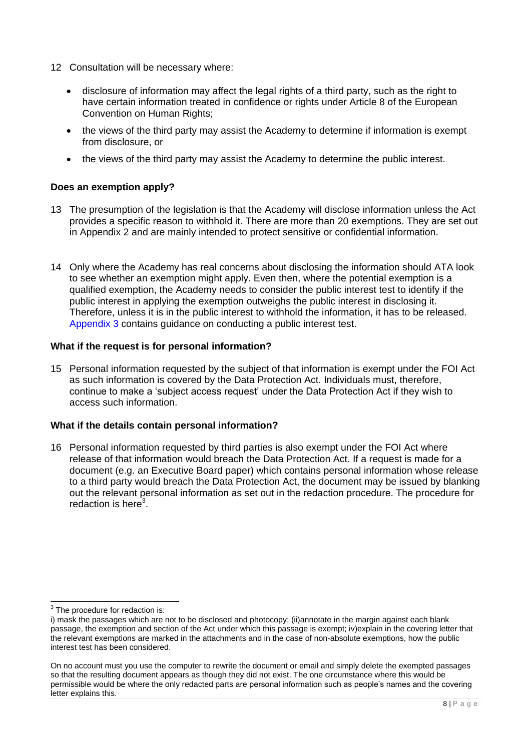12 Consultation will be necessary where:

- disclosure of information may affect the legal rights of a third party, such as the right to have certain information treated in confidence or rights under Article 8 of the European Convention on Human Rights;
- the views of the third party may assist the Academy to determine if information is exempt from disclosure, or
- the views of the third party may assist the Academy to determine the public interest.

**Does an exemption apply?**

13 The presumption of the legislation is that the Academy will disclose information unless the Act provides a specific reason to withhold it. There are more than 20 exemptions. They are set out in Appendix 2 and are mainly intended to protect sensitive or confidential information.

14 Only where the Academy has real concerns about disclosing the information should ATA look to see whether an exemption might apply. Even then, where the potential exemption is a qualified exemption, the Academy needs to consider the public interest test to identify if the public interest in applying the exemption outweighs the public interest in disclosing it. Therefore, unless it is in the public interest to withhold the information, it has to be released. Appendix 3 contains guidance on conducting a public interest test.

**What if the request is for personal information?**

15 Personal information requested by the subject of that information is exempt under the FOI Act as such information is covered by the Data Protection Act. Individuals must, therefore, continue to make a 'subject access request' under the Data Protection Act if they wish to access such information.

**What if the details contain personal information?**

16 Personal information requested by third parties is also exempt under the FOI Act where release of that information would breach the Data Protection Act. If a request is made for a document (e.g. an Executive Board paper) which contains personal information whose release to a third party would breach the Data Protection Act, the document may be issued by blanking out the relevant personal information as set out in the redaction procedure. The procedure for redaction is here[3].

---

[3] The procedure for redaction is:
i) mask the passages which are not to be disclosed and photocopy; (ii)annotate in the margin against each blank passage, the exemption and section of the Act under which this passage is exempt; iv)explain in the covering letter that the relevant exemptions are marked in the attachments and in the case of non-absolute exemptions, how the public interest test has been considered.

On no account must you use the computer to rewrite the document or email and simply delete the exempted passages so that the resulting document appears as though they did not exist. The one circumstance where this would be permissible would be where the only redacted parts are personal information such as people's names and the covering letter explains this.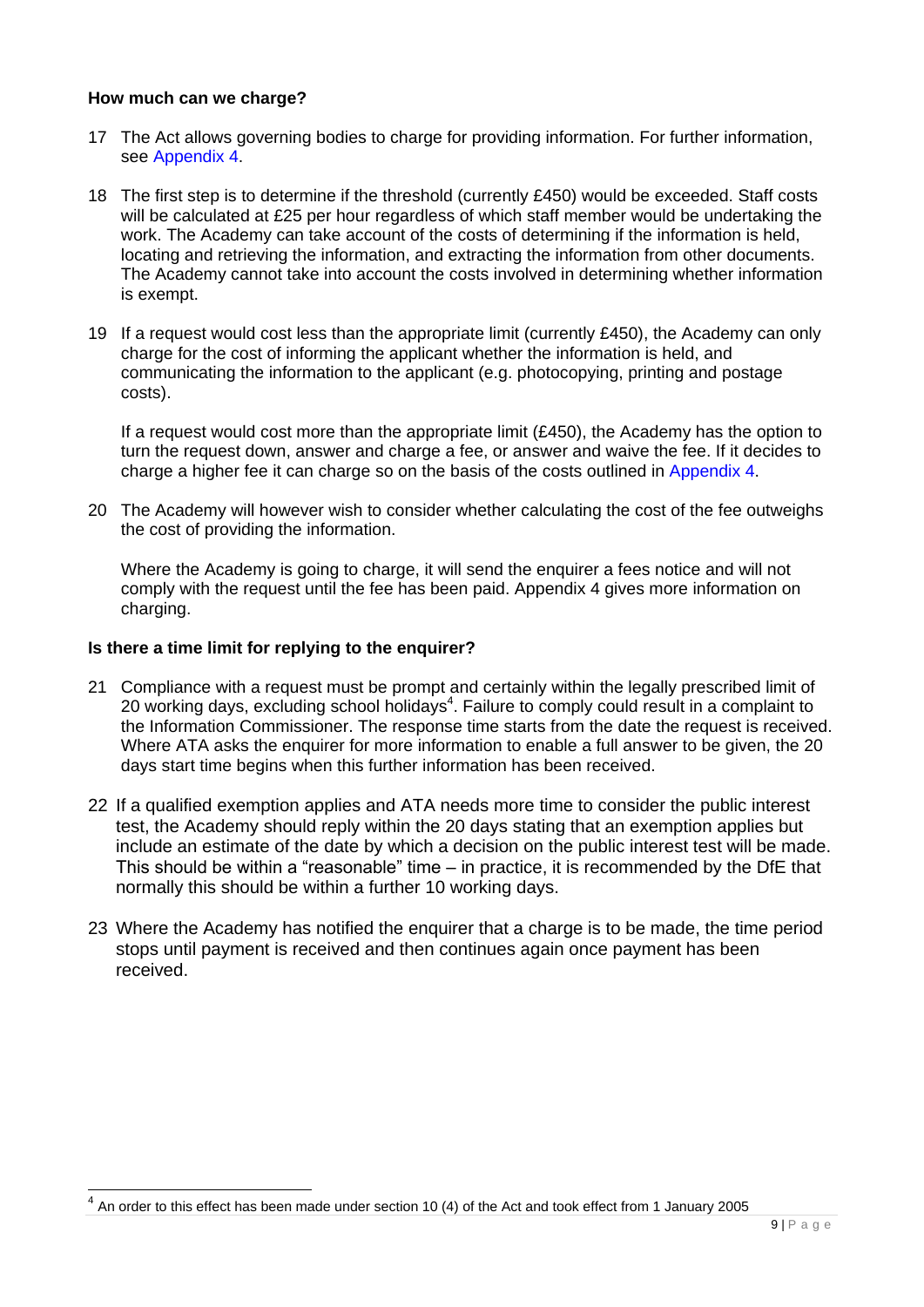### How much can we charge?

17 The Act allows governing bodies to charge for providing information. For further information, see Appendix 4.

18 The first step is to determine if the threshold (currently £450) would be exceeded. Staff costs will be calculated at £25 per hour regardless of which staff member would be undertaking the work. The Academy can take account of the costs of determining if the information is held, locating and retrieving the information, and extracting the information from other documents. The Academy cannot take into account the costs involved in determining whether information is exempt.

19 If a request would cost less than the appropriate limit (currently £450), the Academy can only charge for the cost of informing the applicant whether the information is held, and communicating the information to the applicant (e.g. photocopying, printing and postage costs).

   If a request would cost more than the appropriate limit (£450), the Academy has the option to turn the request down, answer and charge a fee, or answer and waive the fee. If it decides to charge a higher fee it can charge so on the basis of the costs outlined in Appendix 4.

20 The Academy will however wish to consider whether calculating the cost of the fee outweighs the cost of providing the information.

   Where the Academy is going to charge, it will send the enquirer a fees notice and will not comply with the request until the fee has been paid. Appendix 4 gives more information on charging.

### Is there a time limit for replying to the enquirer?

21 Compliance with a request must be prompt and certainly within the legally prescribed limit of 20 working days, excluding school holidays[4]. Failure to comply could result in a complaint to the Information Commissioner. The response time starts from the date the request is received. Where ATA asks the enquirer for more information to enable a full answer to be given, the 20 days start time begins when this further information has been received.

22 If a qualified exemption applies and ATA needs more time to consider the public interest test, the Academy should reply within the 20 days stating that an exemption applies but include an estimate of the date by which a decision on the public interest test will be made. This should be within a "reasonable" time – in practice, it is recommended by the DfE that normally this should be within a further 10 working days.

23 Where the Academy has notified the enquirer that a charge is to be made, the time period stops until payment is received and then continues again once payment has been received.

---

[4] An order to this effect has been made under section 10 (4) of the Act and took effect from 1 January 2005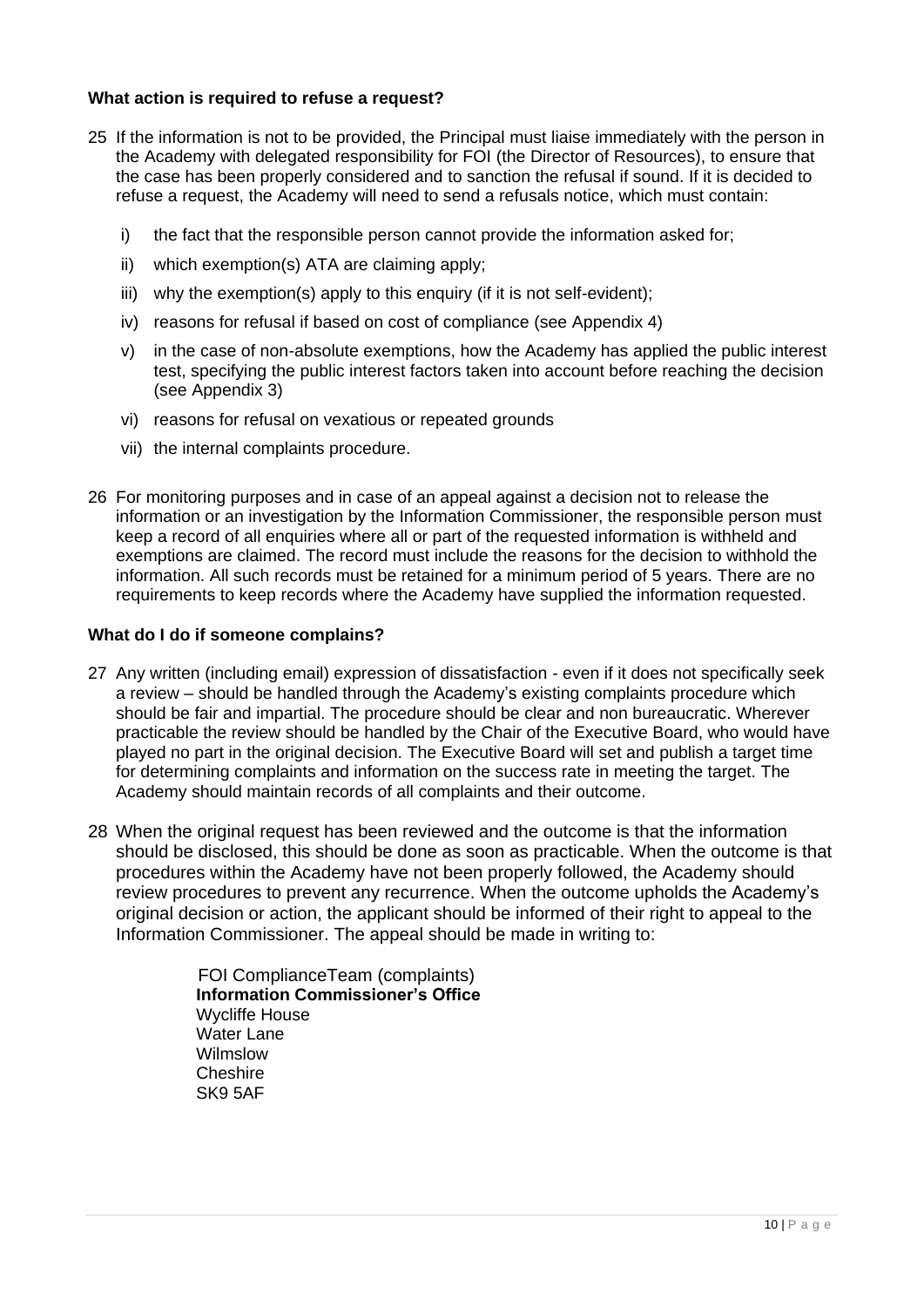**What action is required to refuse a request?**

25 If the information is not to be provided, the Principal must liaise immediately with the person in the Academy with delegated responsibility for FOI (the Director of Resources), to ensure that the case has been properly considered and to sanction the refusal if sound. If it is decided to refuse a request, the Academy will need to send a refusals notice, which must contain:

   i) the fact that the responsible person cannot provide the information asked for;

   ii) which exemption(s) ATA are claiming apply;

   iii) why the exemption(s) apply to this enquiry (if it is not self-evident);

   iv) reasons for refusal if based on cost of compliance (see Appendix 4)

   v) in the case of non-absolute exemptions, how the Academy has applied the public interest test, specifying the public interest factors taken into account before reaching the decision (see Appendix 3)

   vi) reasons for refusal on vexatious or repeated grounds

   vii) the internal complaints procedure.

26 For monitoring purposes and in case of an appeal against a decision not to release the information or an investigation by the Information Commissioner, the responsible person must keep a record of all enquiries where all or part of the requested information is withheld and exemptions are claimed. The record must include the reasons for the decision to withhold the information. All such records must be retained for a minimum period of 5 years. There are no requirements to keep records where the Academy have supplied the information requested.

**What do I do if someone complains?**

27 Any written (including email) expression of dissatisfaction - even if it does not specifically seek a review – should be handled through the Academy's existing complaints procedure which should be fair and impartial. The procedure should be clear and non bureaucratic. Wherever practicable the review should be handled by the Chair of the Executive Board, who would have played no part in the original decision. The Executive Board will set and publish a target time for determining complaints and information on the success rate in meeting the target. The Academy should maintain records of all complaints and their outcome.

28 When the original request has been reviewed and the outcome is that the information should be disclosed, this should be done as soon as practicable. When the outcome is that procedures within the Academy have not been properly followed, the Academy should review procedures to prevent any recurrence. When the outcome upholds the Academy's original decision or action, the applicant should be informed of their right to appeal to the Information Commissioner. The appeal should be made in writing to:

FOI ComplianceTeam (complaints)
**Information Commissioner's Office**
Wycliffe House
Water Lane
Wilmslow
Cheshire
SK9 5AF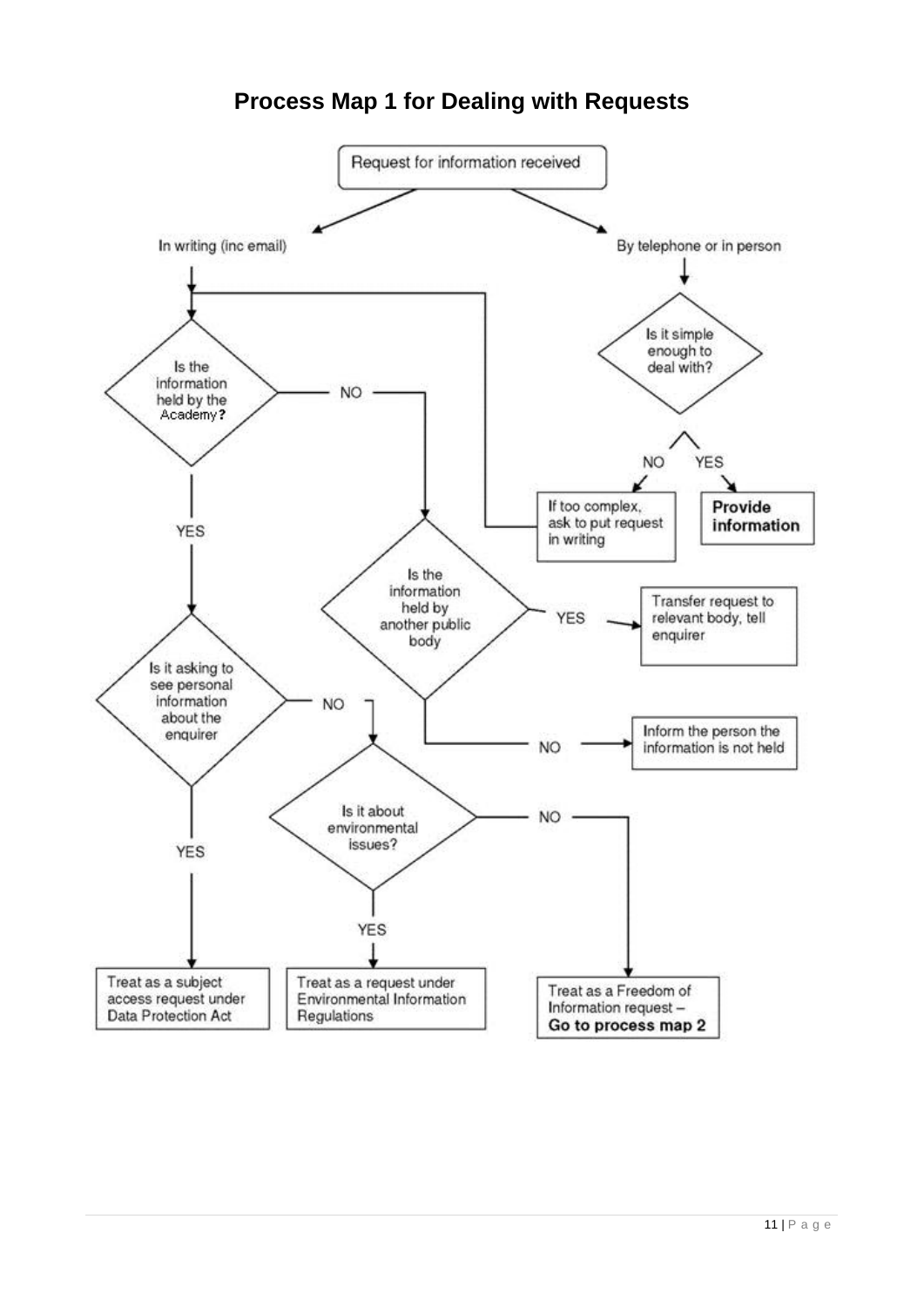# Process Map 1 for Dealing with Requests

Request for information received

In writing (inc email)

By telephone or in person

Is it simple enough to deal with?

NO

YES

If too complex, ask to put request in writing

**Provide information**

Is the information held by the Academy?

NO

YES

Is the information held by another public body

YES

Transfer request to relevant body, tell enquirer

NO

Inform the person the information is not held

Is it asking to see personal information about the enquirer

NO

YES

Is it about environmental issues?

NO

YES

Treat as a subject access request under Data Protection Act

Treat as a request under Environmental Information Regulations

Treat as a Freedom of Information request – **Go to process map 2**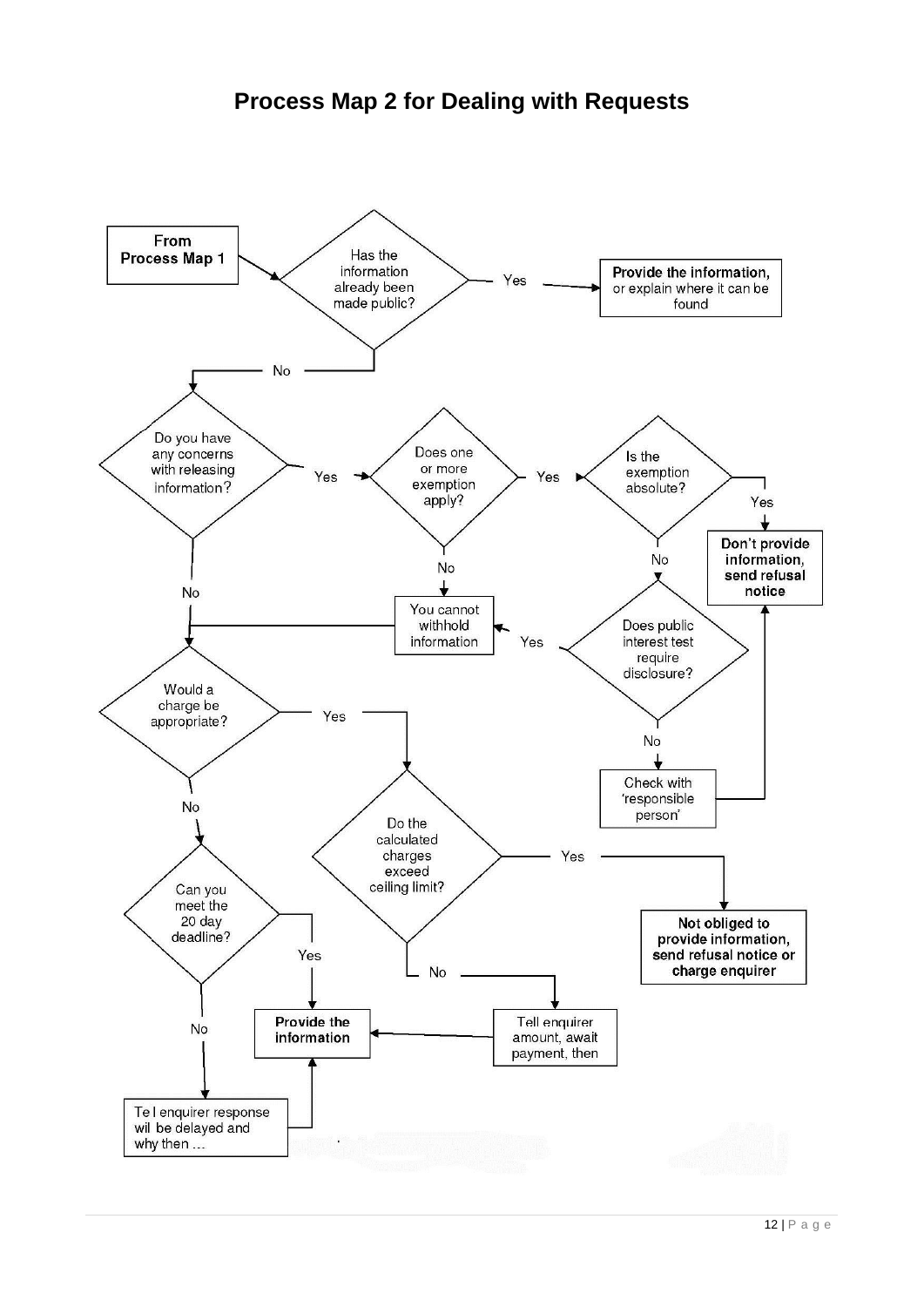# Process Map 2 for Dealing with Requests

From Process Map 1

Has the information already been made public?

Yes

Provide the information, or explain where it can be found

No

Do you have any concerns with releasing information?

Yes

Does one or more exemption apply?

Yes

Is the exemption absolute?

Yes

Don't provide information, send refusal notice

No

No

You cannot withhold information

Yes

Does public interest test require disclosure?

No

Check with 'responsible person'

No

Would a charge be appropriate?

Yes

Do the calculated charges exceed ceiling limit?

Yes

Not obliged to provide information, send refusal notice or charge enquirer

No

Tell enquirer amount, await payment, then

No

Can you meet the 20 day deadline?

Yes

Provide the information

No

Te l enquirer response wil be delayed and why then …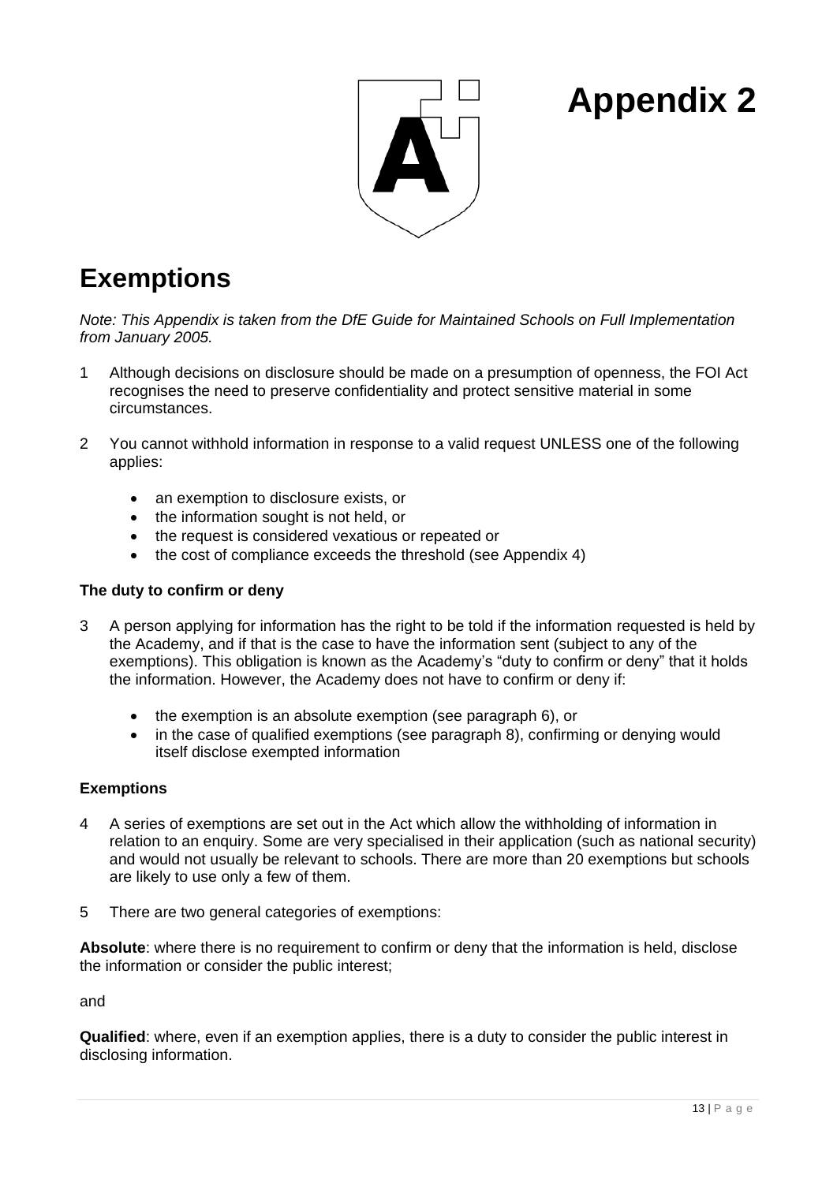# Appendix 2

## Exemptions

*Note: This Appendix is taken from the DfE Guide for Maintained Schools on Full Implementation from January 2005.*

1. Although decisions on disclosure should be made on a presumption of openness, the FOI Act recognises the need to preserve confidentiality and protect sensitive material in some circumstances.

2. You cannot withhold information in response to a valid request UNLESS one of the following applies:

   - an exemption to disclosure exists, or
   - the information sought is not held, or
   - the request is considered vexatious or repeated or
   - the cost of compliance exceeds the threshold (see Appendix 4)

**The duty to confirm or deny**

3. A person applying for information has the right to be told if the information requested is held by the Academy, and if that is the case to have the information sent (subject to any of the exemptions). This obligation is known as the Academy's "duty to confirm or deny" that it holds the information. However, the Academy does not have to confirm or deny if:

   - the exemption is an absolute exemption (see paragraph 6), or
   - in the case of qualified exemptions (see paragraph 8), confirming or denying would itself disclose exempted information

**Exemptions**

4. A series of exemptions are set out in the Act which allow the withholding of information in relation to an enquiry. Some are very specialised in their application (such as national security) and would not usually be relevant to schools. There are more than 20 exemptions but schools are likely to use only a few of them.

5. There are two general categories of exemptions:

**Absolute**: where there is no requirement to confirm or deny that the information is held, disclose the information or consider the public interest;

and

**Qualified**: where, even if an exemption applies, there is a duty to consider the public interest in disclosing information.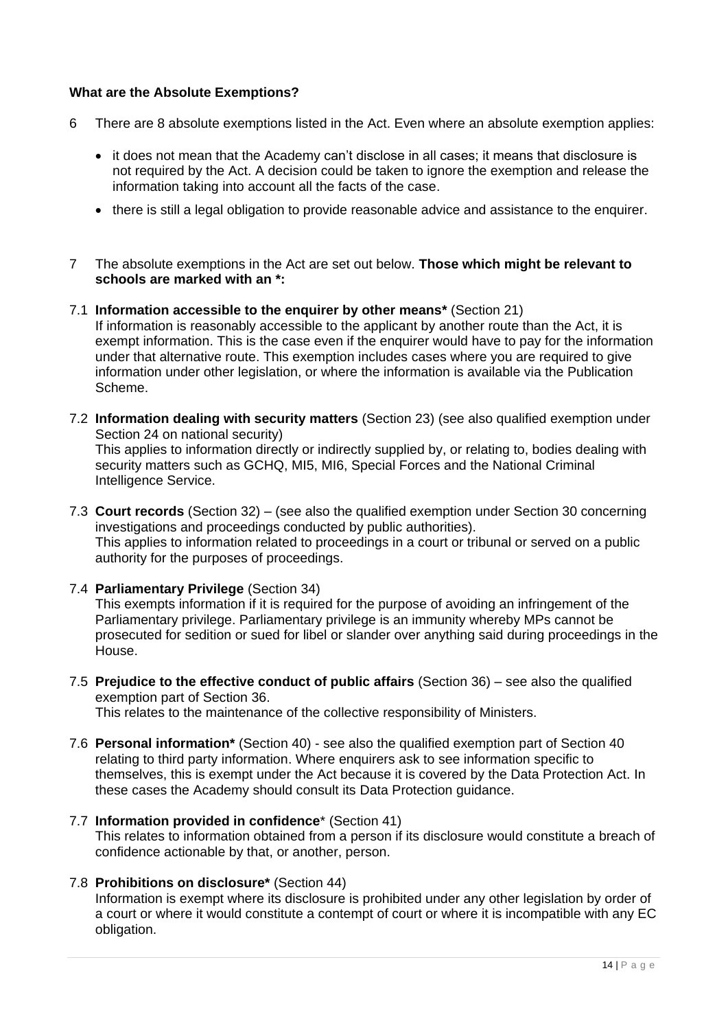**What are the Absolute Exemptions?**

6 There are 8 absolute exemptions listed in the Act. Even where an absolute exemption applies:

- it does not mean that the Academy can't disclose in all cases; it means that disclosure is not required by the Act. A decision could be taken to ignore the exemption and release the information taking into account all the facts of the case.
- there is still a legal obligation to provide reasonable advice and assistance to the enquirer.

7 The absolute exemptions in the Act are set out below. **Those which might be relevant to schools are marked with an *:**

7.1 **Information accessible to the enquirer by other means*** (Section 21)
If information is reasonably accessible to the applicant by another route than the Act, it is exempt information. This is the case even if the enquirer would have to pay for the information under that alternative route. This exemption includes cases where you are required to give information under other legislation, or where the information is available via the Publication Scheme.

7.2 **Information dealing with security matters** (Section 23) (see also qualified exemption under Section 24 on national security)
This applies to information directly or indirectly supplied by, or relating to, bodies dealing with security matters such as GCHQ, MI5, MI6, Special Forces and the National Criminal Intelligence Service.

7.3 **Court records** (Section 32) – (see also the qualified exemption under Section 30 concerning investigations and proceedings conducted by public authorities).
This applies to information related to proceedings in a court or tribunal or served on a public authority for the purposes of proceedings.

7.4 **Parliamentary Privilege** (Section 34)
This exempts information if it is required for the purpose of avoiding an infringement of the Parliamentary privilege. Parliamentary privilege is an immunity whereby MPs cannot be prosecuted for sedition or sued for libel or slander over anything said during proceedings in the House.

7.5 **Prejudice to the effective conduct of public affairs** (Section 36) – see also the qualified exemption part of Section 36.
This relates to the maintenance of the collective responsibility of Ministers.

7.6 **Personal information*** (Section 40) - see also the qualified exemption part of Section 40 relating to third party information. Where enquirers ask to see information specific to themselves, this is exempt under the Act because it is covered by the Data Protection Act. In these cases the Academy should consult its Data Protection guidance.

7.7 **Information provided in confidence*** (Section 41)
This relates to information obtained from a person if its disclosure would constitute a breach of confidence actionable by that, or another, person.

7.8 **Prohibitions on disclosure*** (Section 44)
Information is exempt where its disclosure is prohibited under any other legislation by order of a court or where it would constitute a contempt of court or where it is incompatible with any EC obligation.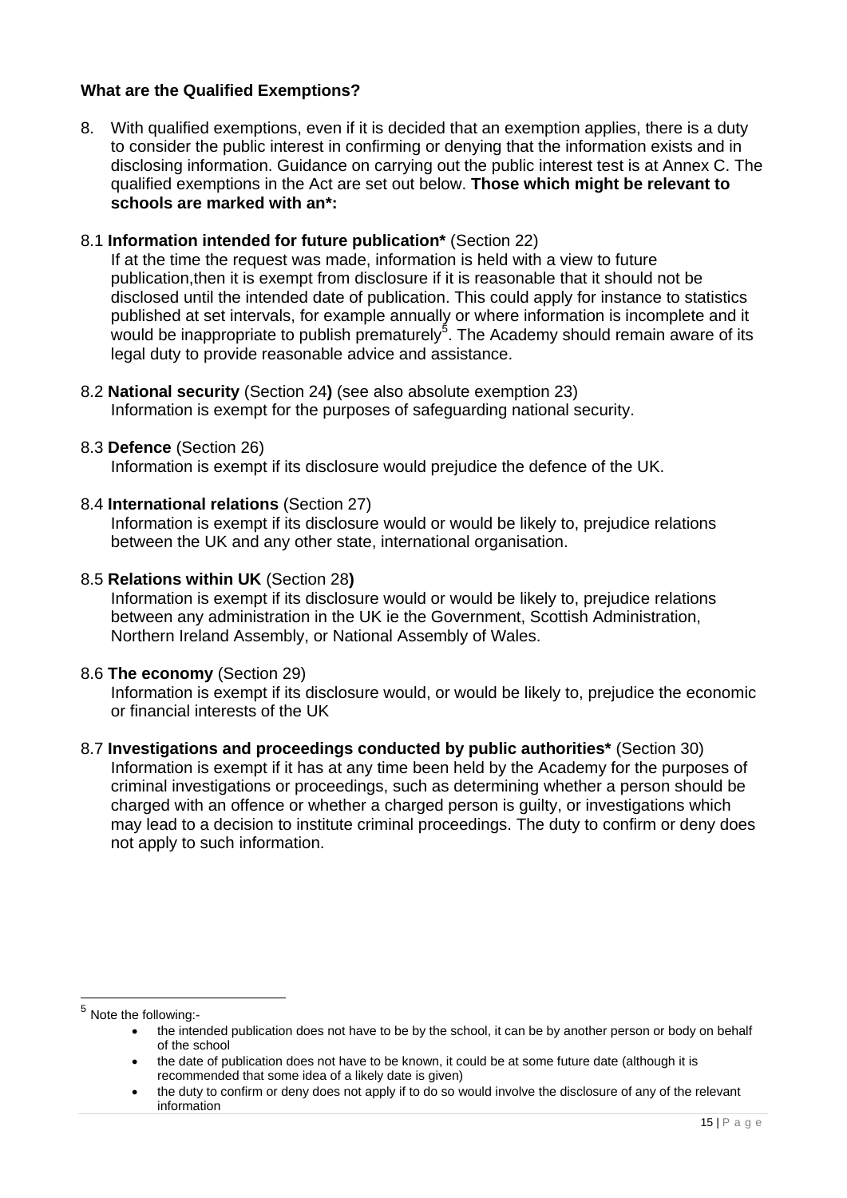**What are the Qualified Exemptions?**

8. With qualified exemptions, even if it is decided that an exemption applies, there is a duty to consider the public interest in confirming or denying that the information exists and in disclosing information. Guidance on carrying out the public interest test is at Annex C. The qualified exemptions in the Act are set out below. **Those which might be relevant to schools are marked with an*:**

8.1 **Information intended for future publication*** (Section 22)
If at the time the request was made, information is held with a view to future publication,then it is exempt from disclosure if it is reasonable that it should not be disclosed until the intended date of publication. This could apply for instance to statistics published at set intervals, for example annually or where information is incomplete and it would be inappropriate to publish prematurely[5]. The Academy should remain aware of its legal duty to provide reasonable advice and assistance.

8.2 **National security** (Section 24**)** (see also absolute exemption 23)
Information is exempt for the purposes of safeguarding national security.

8.3 **Defence** (Section 26)
Information is exempt if its disclosure would prejudice the defence of the UK.

8.4 **International relations** (Section 27)
Information is exempt if its disclosure would or would be likely to, prejudice relations between the UK and any other state, international organisation.

8.5 **Relations within UK** (Section 28**)**
Information is exempt if its disclosure would or would be likely to, prejudice relations between any administration in the UK ie the Government, Scottish Administration, Northern Ireland Assembly, or National Assembly of Wales.

8.6 **The economy** (Section 29)
Information is exempt if its disclosure would, or would be likely to, prejudice the economic or financial interests of the UK

8.7 **Investigations and proceedings conducted by public authorities*** (Section 30)
Information is exempt if it has at any time been held by the Academy for the purposes of criminal investigations or proceedings, such as determining whether a person should be charged with an offence or whether a charged person is guilty, or investigations which may lead to a decision to institute criminal proceedings. The duty to confirm or deny does not apply to such information.

---

[5] Note the following:-

- the intended publication does not have to be by the school, it can be by another person or body on behalf of the school
- the date of publication does not have to be known, it could be at some future date (although it is recommended that some idea of a likely date is given)
- the duty to confirm or deny does not apply if to do so would involve the disclosure of any of the relevant information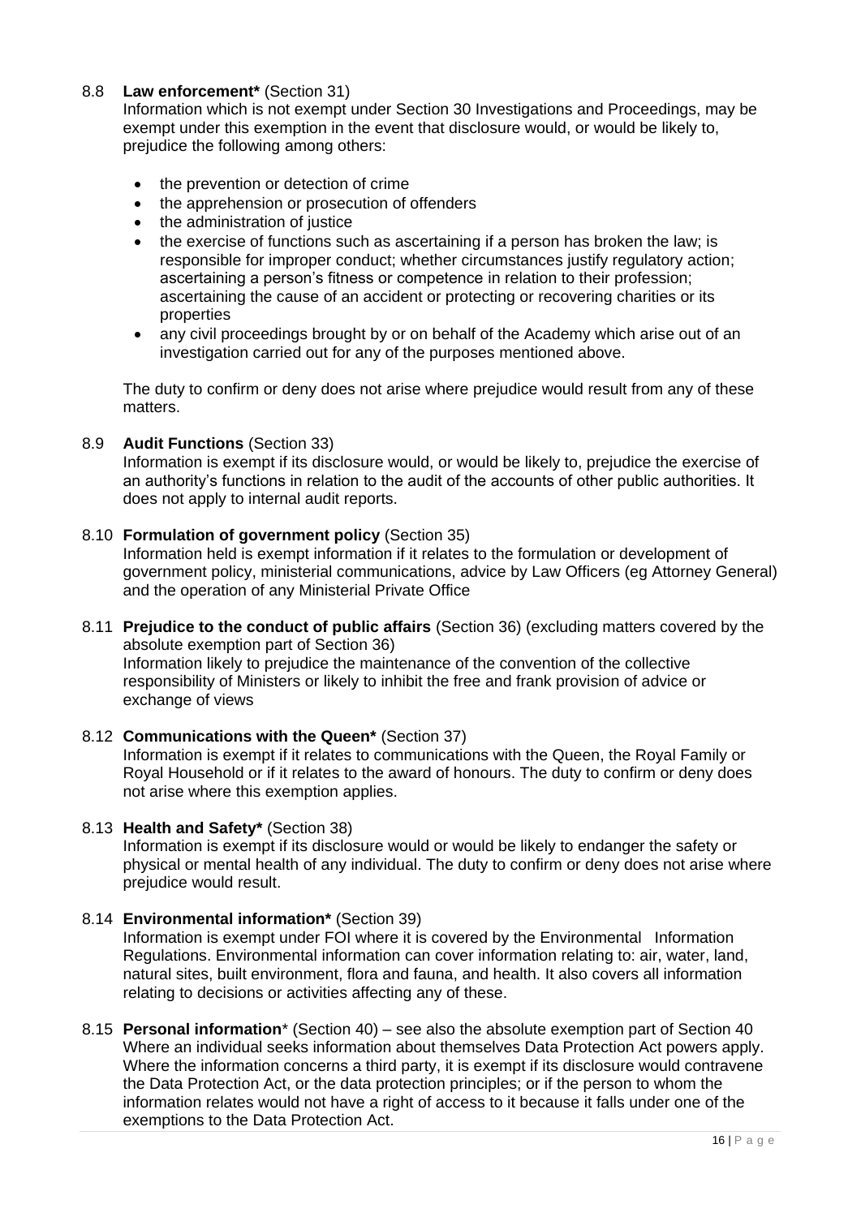8.8 **Law enforcement*** (Section 31)
Information which is not exempt under Section 30 Investigations and Proceedings, may be exempt under this exemption in the event that disclosure would, or would be likely to, prejudice the following among others:

- the prevention or detection of crime
- the apprehension or prosecution of offenders
- the administration of justice
- the exercise of functions such as ascertaining if a person has broken the law; is responsible for improper conduct; whether circumstances justify regulatory action; ascertaining a person's fitness or competence in relation to their profession; ascertaining the cause of an accident or protecting or recovering charities or its properties
- any civil proceedings brought by or on behalf of the Academy which arise out of an investigation carried out for any of the purposes mentioned above.

The duty to confirm or deny does not arise where prejudice would result from any of these matters.

8.9 **Audit Functions** (Section 33)
Information is exempt if its disclosure would, or would be likely to, prejudice the exercise of an authority's functions in relation to the audit of the accounts of other public authorities. It does not apply to internal audit reports.

8.10 **Formulation of government policy** (Section 35)
Information held is exempt information if it relates to the formulation or development of government policy, ministerial communications, advice by Law Officers (eg Attorney General) and the operation of any Ministerial Private Office

8.11 **Prejudice to the conduct of public affairs** (Section 36) (excluding matters covered by the absolute exemption part of Section 36)
Information likely to prejudice the maintenance of the convention of the collective responsibility of Ministers or likely to inhibit the free and frank provision of advice or exchange of views

8.12 **Communications with the Queen*** (Section 37)
Information is exempt if it relates to communications with the Queen, the Royal Family or Royal Household or if it relates to the award of honours. The duty to confirm or deny does not arise where this exemption applies.

8.13 **Health and Safety*** (Section 38)
Information is exempt if its disclosure would or would be likely to endanger the safety or physical or mental health of any individual. The duty to confirm or deny does not arise where prejudice would result.

8.14 **Environmental information*** (Section 39)
Information is exempt under FOI where it is covered by the Environmental Information Regulations. Environmental information can cover information relating to: air, water, land, natural sites, built environment, flora and fauna, and health. It also covers all information relating to decisions or activities affecting any of these.

8.15 **Personal information*** (Section 40) – see also the absolute exemption part of Section 40
Where an individual seeks information about themselves Data Protection Act powers apply. Where the information concerns a third party, it is exempt if its disclosure would contravene the Data Protection Act, or the data protection principles; or if the person to whom the information relates would not have a right of access to it because it falls under one of the exemptions to the Data Protection Act.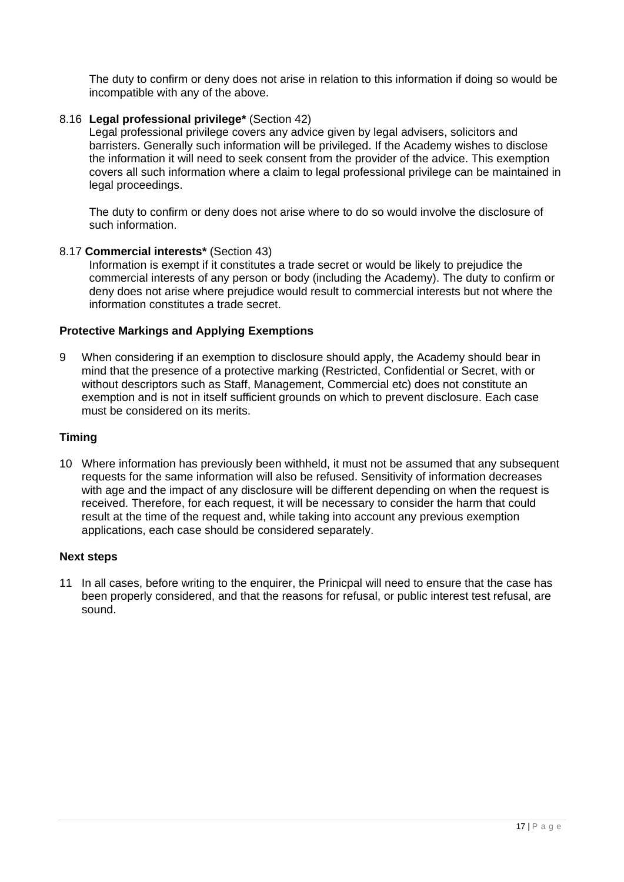The duty to confirm or deny does not arise in relation to this information if doing so would be incompatible with any of the above.

8.16 **Legal professional privilege*** (Section 42)

Legal professional privilege covers any advice given by legal advisers, solicitors and barristers. Generally such information will be privileged. If the Academy wishes to disclose the information it will need to seek consent from the provider of the advice. This exemption covers all such information where a claim to legal professional privilege can be maintained in legal proceedings.

The duty to confirm or deny does not arise where to do so would involve the disclosure of such information.

8.17 **Commercial interests*** (Section 43)

Information is exempt if it constitutes a trade secret or would be likely to prejudice the commercial interests of any person or body (including the Academy). The duty to confirm or deny does not arise where prejudice would result to commercial interests but not where the information constitutes a trade secret.

**Protective Markings and Applying Exemptions**

9 When considering if an exemption to disclosure should apply, the Academy should bear in mind that the presence of a protective marking (Restricted, Confidential or Secret, with or without descriptors such as Staff, Management, Commercial etc) does not constitute an exemption and is not in itself sufficient grounds on which to prevent disclosure. Each case must be considered on its merits.

**Timing**

10 Where information has previously been withheld, it must not be assumed that any subsequent requests for the same information will also be refused. Sensitivity of information decreases with age and the impact of any disclosure will be different depending on when the request is received. Therefore, for each request, it will be necessary to consider the harm that could result at the time of the request and, while taking into account any previous exemption applications, each case should be considered separately.

**Next steps**

11 In all cases, before writing to the enquirer, the Prinicpal will need to ensure that the case has been properly considered, and that the reasons for refusal, or public interest test refusal, are sound.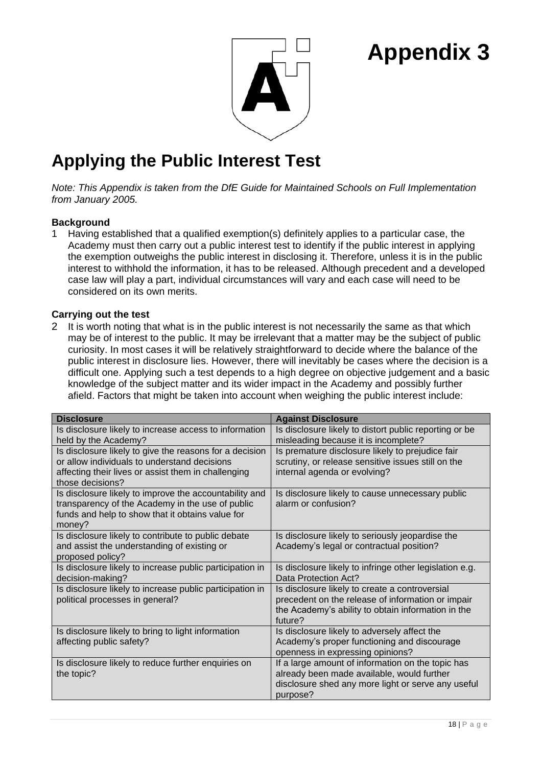# Appendix 3

## Applying the Public Interest Test

*Note: This Appendix is taken from the DfE Guide for Maintained Schools on Full Implementation from January 2005.*

**Background**

1 Having established that a qualified exemption(s) definitely applies to a particular case, the Academy must then carry out a public interest test to identify if the public interest in applying the exemption outweighs the public interest in disclosing it. Therefore, unless it is in the public interest to withhold the information, it has to be released. Although precedent and a developed case law will play a part, individual circumstances will vary and each case will need to be considered on its own merits.

**Carrying out the test**

2 It is worth noting that what is in the public interest is not necessarily the same as that which may be of interest to the public. It may be irrelevant that a matter may be the subject of public curiosity. In most cases it will be relatively straightforward to decide where the balance of the public interest in disclosure lies. However, there will inevitably be cases where the decision is a difficult one. Applying such a test depends to a high degree on objective judgement and a basic knowledge of the subject matter and its wider impact in the Academy and possibly further afield. Factors that might be taken into account when weighing the public interest include:

| Disclosure | Against Disclosure |
|---|---|
| Is disclosure likely to increase access to information held by the Academy? | Is disclosure likely to distort public reporting or be misleading because it is incomplete? |
| Is disclosure likely to give the reasons for a decision or allow individuals to understand decisions affecting their lives or assist them in challenging those decisions? | Is premature disclosure likely to prejudice fair scrutiny, or release sensitive issues still on the internal agenda or evolving? |
| Is disclosure likely to improve the accountability and transparency of the Academy in the use of public funds and help to show that it obtains value for money? | Is disclosure likely to cause unnecessary public alarm or confusion? |
| Is disclosure likely to contribute to public debate and assist the understanding of existing or proposed policy? | Is disclosure likely to seriously jeopardise the Academy's legal or contractual position? |
| Is disclosure likely to increase public participation in decision-making? | Is disclosure likely to infringe other legislation e.g. Data Protection Act? |
| Is disclosure likely to increase public participation in political processes in general? | Is disclosure likely to create a controversial precedent on the release of information or impair the Academy's ability to obtain information in the future? |
| Is disclosure likely to bring to light information affecting public safety? | Is disclosure likely to adversely affect the Academy's proper functioning and discourage openness in expressing opinions? |
| Is disclosure likely to reduce further enquiries on the topic? | If a large amount of information on the topic has already been made available, would further disclosure shed any more light or serve any useful purpose? |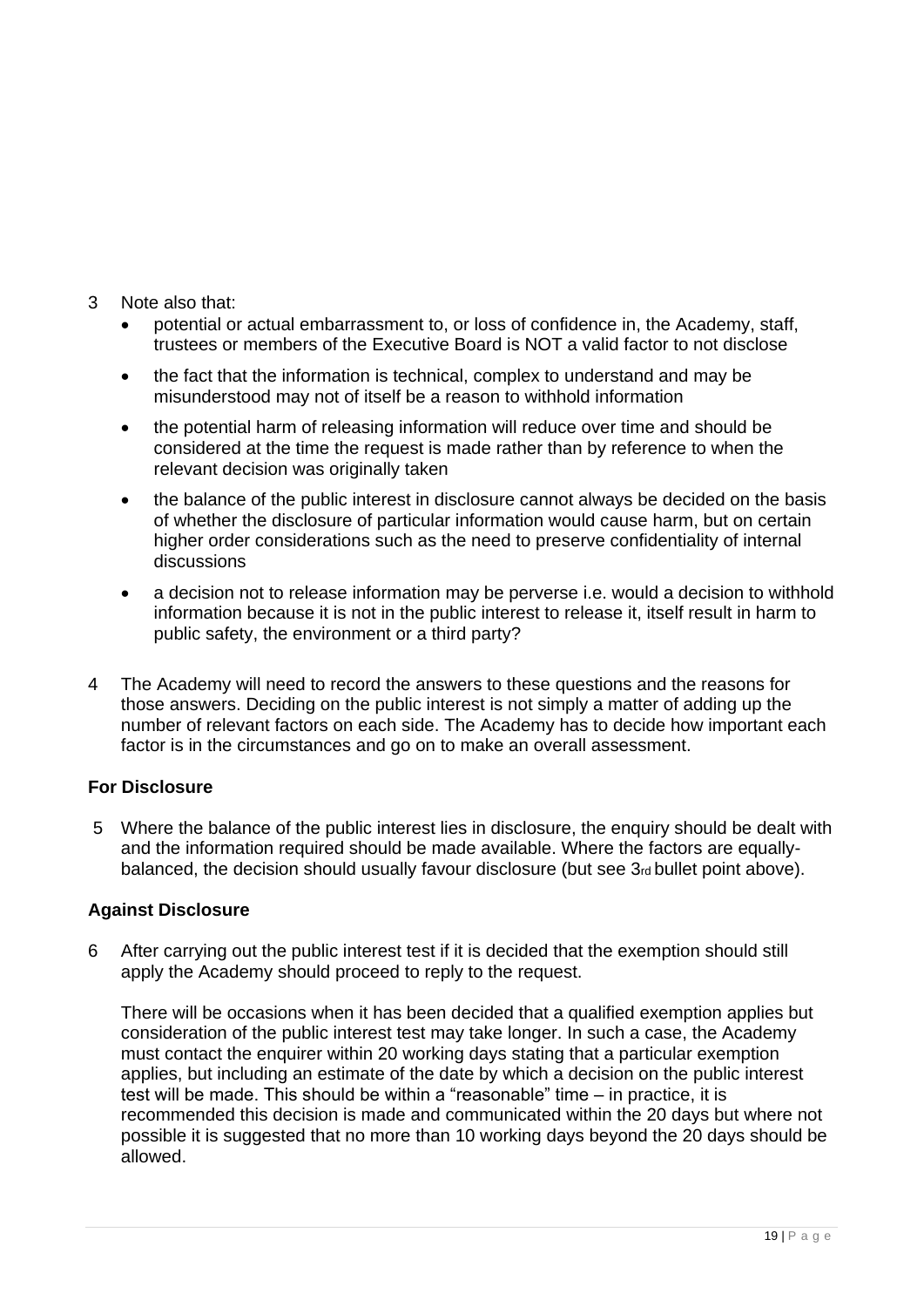3 Note also that:
   - potential or actual embarrassment to, or loss of confidence in, the Academy, staff, trustees or members of the Executive Board is NOT a valid factor to not disclose
   - the fact that the information is technical, complex to understand and may be misunderstood may not of itself be a reason to withhold information
   - the potential harm of releasing information will reduce over time and should be considered at the time the request is made rather than by reference to when the relevant decision was originally taken
   - the balance of the public interest in disclosure cannot always be decided on the basis of whether the disclosure of particular information would cause harm, but on certain higher order considerations such as the need to preserve confidentiality of internal discussions
   - a decision not to release information may be perverse i.e. would a decision to withhold information because it is not in the public interest to release it, itself result in harm to public safety, the environment or a third party?

4 The Academy will need to record the answers to these questions and the reasons for those answers. Deciding on the public interest is not simply a matter of adding up the number of relevant factors on each side. The Academy has to decide how important each factor is in the circumstances and go on to make an overall assessment.

**For Disclosure**

5 Where the balance of the public interest lies in disclosure, the enquiry should be dealt with and the information required should be made available. Where the factors are equally-balanced, the decision should usually favour disclosure (but see 3rd bullet point above).

**Against Disclosure**

6 After carrying out the public interest test if it is decided that the exemption should still apply the Academy should proceed to reply to the request.

There will be occasions when it has been decided that a qualified exemption applies but consideration of the public interest test may take longer. In such a case, the Academy must contact the enquirer within 20 working days stating that a particular exemption applies, but including an estimate of the date by which a decision on the public interest test will be made. This should be within a "reasonable" time – in practice, it is recommended this decision is made and communicated within the 20 days but where not possible it is suggested that no more than 10 working days beyond the 20 days should be allowed.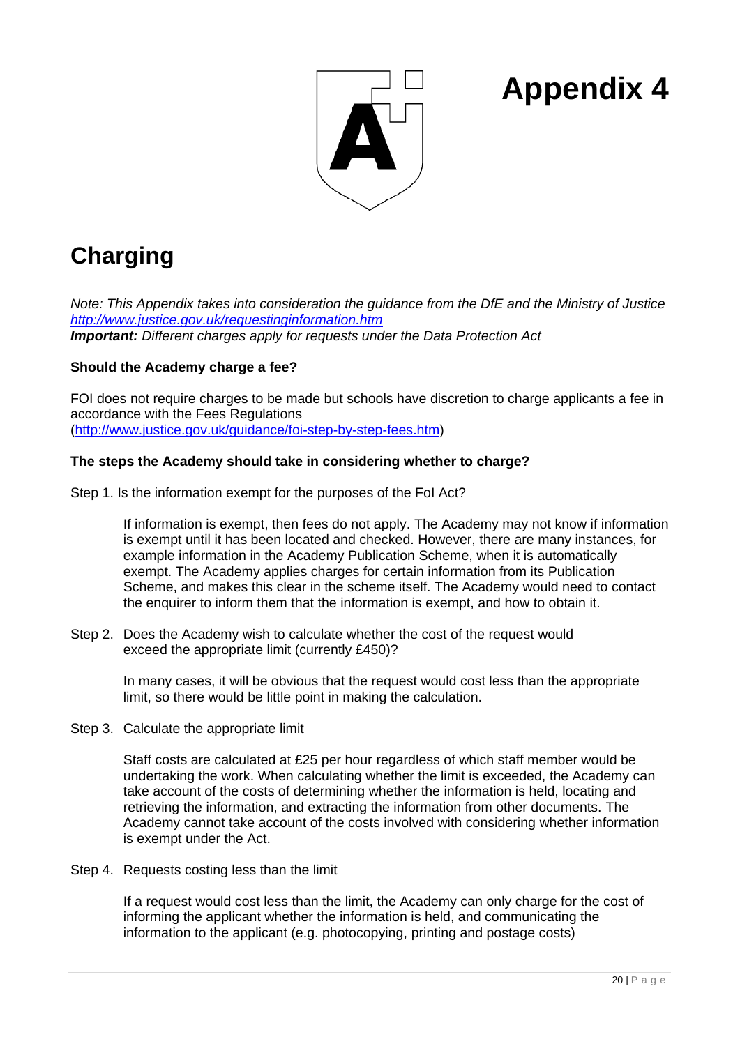# Appendix 4

## Charging

*Note: This Appendix takes into consideration the guidance from the DfE and the Ministry of Justice [http://www.justice.gov.uk/requestinginformation.htm](http://www.justice.gov.uk/requestinginformation.htm)*
***Important:** Different charges apply for requests under the Data Protection Act*

**Should the Academy charge a fee?**

FOI does not require charges to be made but schools have discretion to charge applicants a fee in accordance with the Fees Regulations ([http://www.justice.gov.uk/guidance/foi-step-by-step-fees.htm](http://www.justice.gov.uk/guidance/foi-step-by-step-fees.htm))

**The steps the Academy should take in considering whether to charge?**

Step 1. Is the information exempt for the purposes of the FoI Act?

> If information is exempt, then fees do not apply. The Academy may not know if information is exempt until it has been located and checked. However, there are many instances, for example information in the Academy Publication Scheme, when it is automatically exempt. The Academy applies charges for certain information from its Publication Scheme, and makes this clear in the scheme itself. The Academy would need to contact the enquirer to inform them that the information is exempt, and how to obtain it.

Step 2. Does the Academy wish to calculate whether the cost of the request would exceed the appropriate limit (currently £450)?

> In many cases, it will be obvious that the request would cost less than the appropriate limit, so there would be little point in making the calculation.

Step 3. Calculate the appropriate limit

> Staff costs are calculated at £25 per hour regardless of which staff member would be undertaking the work. When calculating whether the limit is exceeded, the Academy can take account of the costs of determining whether the information is held, locating and retrieving the information, and extracting the information from other documents. The Academy cannot take account of the costs involved with considering whether information is exempt under the Act.

Step 4. Requests costing less than the limit

> If a request would cost less than the limit, the Academy can only charge for the cost of informing the applicant whether the information is held, and communicating the information to the applicant (e.g. photocopying, printing and postage costs)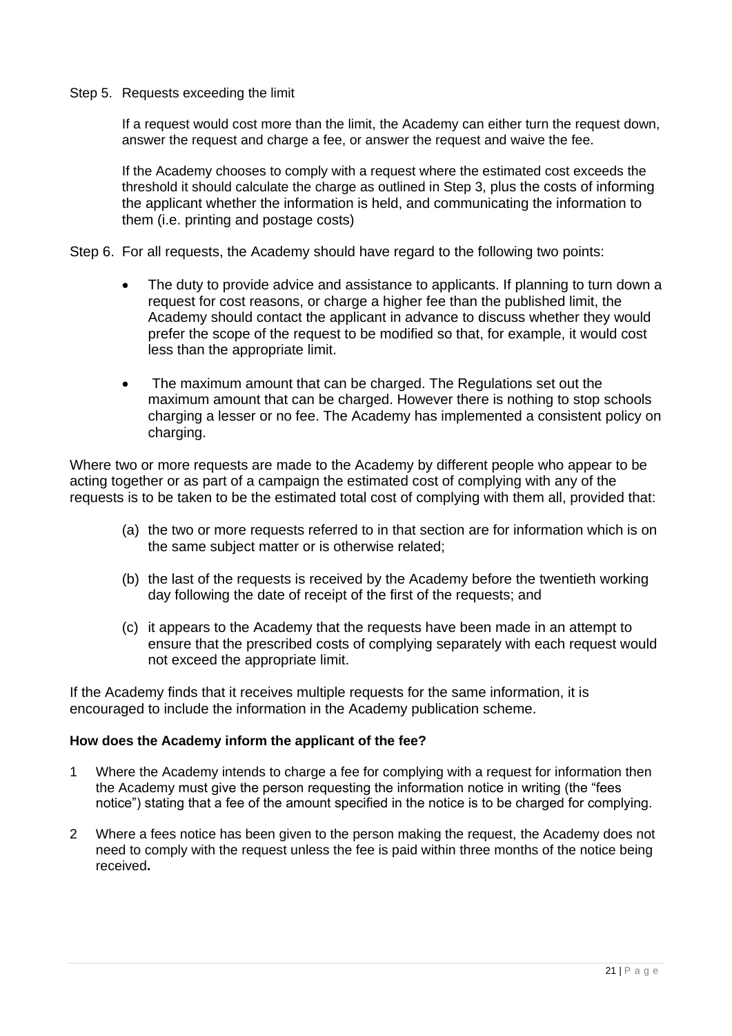Step 5. Requests exceeding the limit

If a request would cost more than the limit, the Academy can either turn the request down, answer the request and charge a fee, or answer the request and waive the fee.

If the Academy chooses to comply with a request where the estimated cost exceeds the threshold it should calculate the charge as outlined in Step 3, plus the costs of informing the applicant whether the information is held, and communicating the information to them (i.e. printing and postage costs)

Step 6. For all requests, the Academy should have regard to the following two points:

- The duty to provide advice and assistance to applicants. If planning to turn down a request for cost reasons, or charge a higher fee than the published limit, the Academy should contact the applicant in advance to discuss whether they would prefer the scope of the request to be modified so that, for example, it would cost less than the appropriate limit.
- The maximum amount that can be charged. The Regulations set out the maximum amount that can be charged. However there is nothing to stop schools charging a lesser or no fee. The Academy has implemented a consistent policy on charging.

Where two or more requests are made to the Academy by different people who appear to be acting together or as part of a campaign the estimated cost of complying with any of the requests is to be taken to be the estimated total cost of complying with them all, provided that:

(a) the two or more requests referred to in that section are for information which is on the same subject matter or is otherwise related;

(b) the last of the requests is received by the Academy before the twentieth working day following the date of receipt of the first of the requests; and

(c) it appears to the Academy that the requests have been made in an attempt to ensure that the prescribed costs of complying separately with each request would not exceed the appropriate limit.

If the Academy finds that it receives multiple requests for the same information, it is encouraged to include the information in the Academy publication scheme.

**How does the Academy inform the applicant of the fee?**

1. Where the Academy intends to charge a fee for complying with a request for information then the Academy must give the person requesting the information notice in writing (the "fees notice") stating that a fee of the amount specified in the notice is to be charged for complying.

2. Where a fees notice has been given to the person making the request, the Academy does not need to comply with the request unless the fee is paid within three months of the notice being received.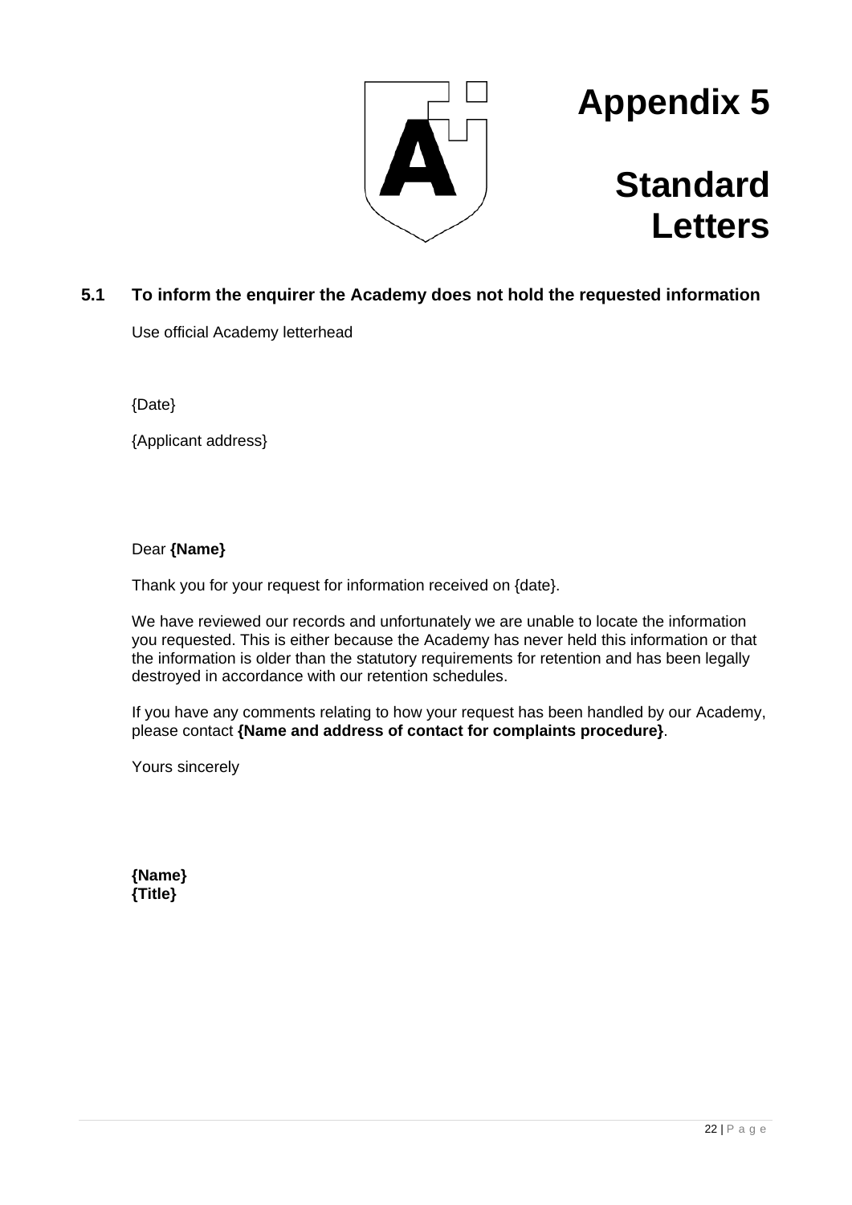# Appendix 5

# Standard Letters

## 5.1 To inform the enquirer the Academy does not hold the requested information

Use official Academy letterhead

{Date}

{Applicant address}

Dear **{Name}**

Thank you for your request for information received on {date}.

We have reviewed our records and unfortunately we are unable to locate the information you requested. This is either because the Academy has never held this information or that the information is older than the statutory requirements for retention and has been legally destroyed in accordance with our retention schedules.

If you have any comments relating to how your request has been handled by our Academy, please contact **{Name and address of contact for complaints procedure}**.

Yours sincerely

**{Name}**
**{Title}**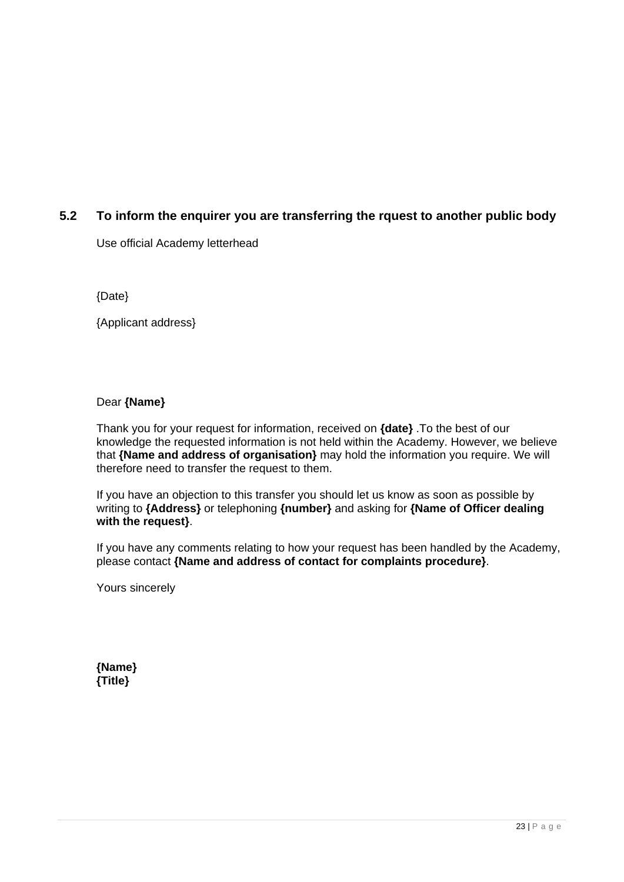## 5.2 To inform the enquirer you are transferring the rquest to another public body

Use official Academy letterhead

{Date}

{Applicant address}

Dear **{Name}**

Thank you for your request for information, received on **{date}** .To the best of our knowledge the requested information is not held within the Academy. However, we believe that **{Name and address of organisation}** may hold the information you require. We will therefore need to transfer the request to them.

If you have an objection to this transfer you should let us know as soon as possible by writing to **{Address}** or telephoning **{number}** and asking for **{Name of Officer dealing with the request}**.

If you have any comments relating to how your request has been handled by the Academy, please contact **{Name and address of contact for complaints procedure}**.

Yours sincerely

**{Name}**
**{Title}**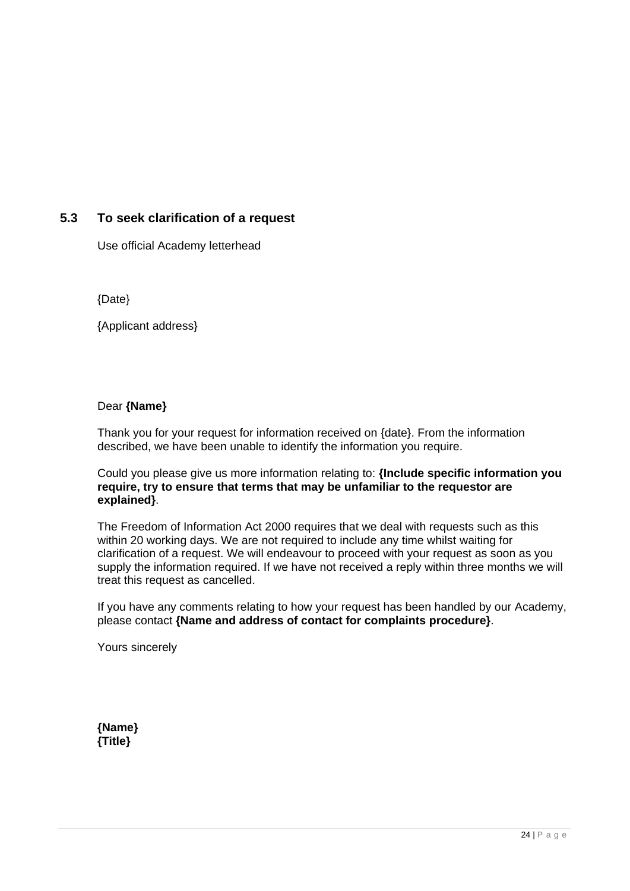## 5.3 To seek clarification of a request

Use official Academy letterhead

{Date}

{Applicant address}

Dear **{Name}**

Thank you for your request for information received on {date}. From the information described, we have been unable to identify the information you require.

Could you please give us more information relating to: **{Include specific information you require, try to ensure that terms that may be unfamiliar to the requestor are explained}**.

The Freedom of Information Act 2000 requires that we deal with requests such as this within 20 working days. We are not required to include any time whilst waiting for clarification of a request. We will endeavour to proceed with your request as soon as you supply the information required. If we have not received a reply within three months we will treat this request as cancelled.

If you have any comments relating to how your request has been handled by our Academy, please contact **{Name and address of contact for complaints procedure}**.

Yours sincerely

**{Name}**
**{Title}**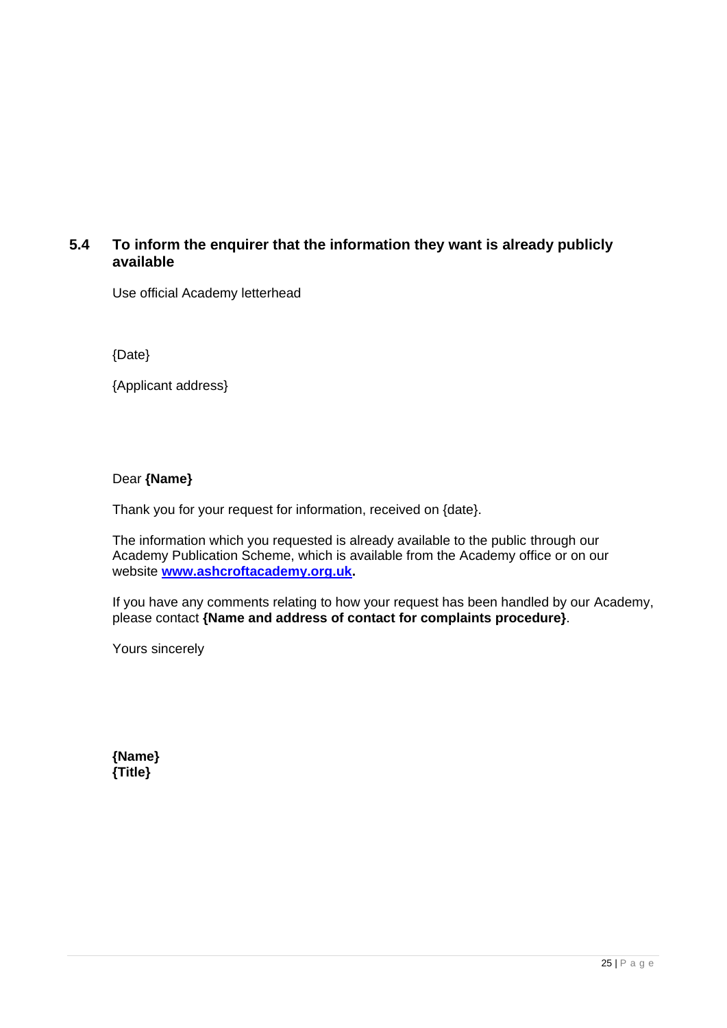## 5.4 To inform the enquirer that the information they want is already publicly available

Use official Academy letterhead

{Date}

{Applicant address}

Dear **{Name}**

Thank you for your request for information, received on {date}.

The information which you requested is already available to the public through our Academy Publication Scheme, which is available from the Academy office or on our website **www.ashcroftacademy.org.uk.**

If you have any comments relating to how your request has been handled by our Academy, please contact **{Name and address of contact for complaints procedure}**.

Yours sincerely

**{Name}**
**{Title}**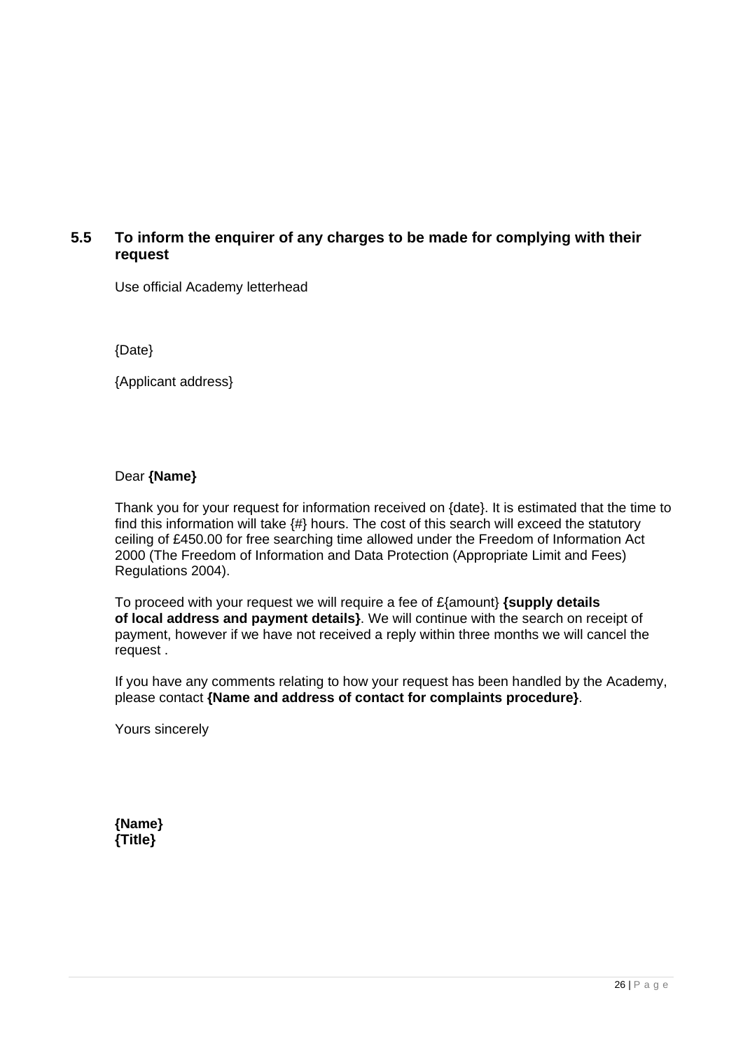## 5.5 To inform the enquirer of any charges to be made for complying with their request

Use official Academy letterhead

{Date}

{Applicant address}

Dear **{Name}**

Thank you for your request for information received on {date}. It is estimated that the time to find this information will take {#} hours. The cost of this search will exceed the statutory ceiling of £450.00 for free searching time allowed under the Freedom of Information Act 2000 (The Freedom of Information and Data Protection (Appropriate Limit and Fees) Regulations 2004).

To proceed with your request we will require a fee of £{amount} **{supply details of local address and payment details}**. We will continue with the search on receipt of payment, however if we have not received a reply within three months we will cancel the request .

If you have any comments relating to how your request has been handled by the Academy, please contact **{Name and address of contact for complaints procedure}**.

Yours sincerely

**{Name}**
**{Title}**